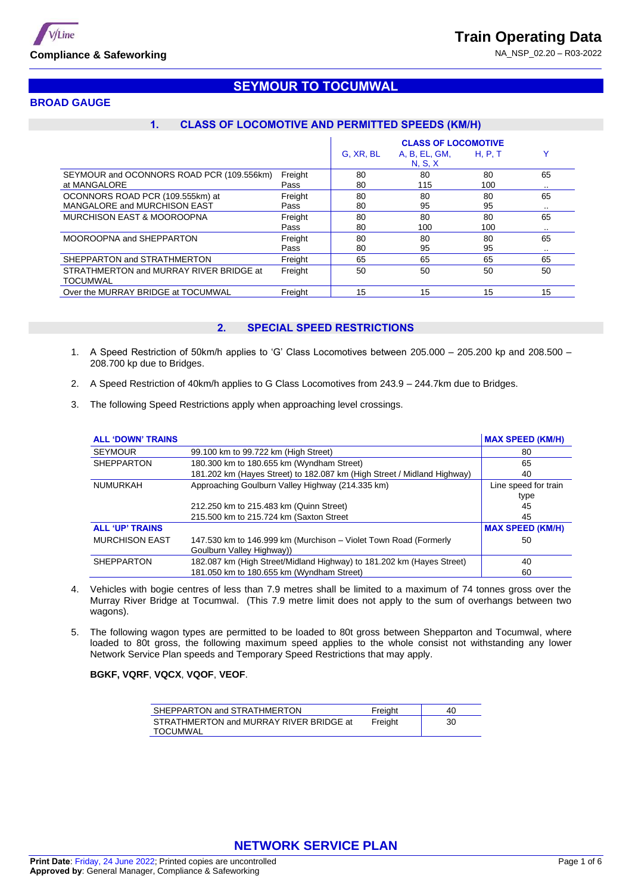# SEYMOUR TO TOCUMWAL

## BROAD GAUGE

### 1. CLASS OF LOCOMOTIVE AND PERMITTED SPEEDS (KM/H)

| | | CLASS OF LOCOMOTIVE | | | |
|---|---|---|---|---|---|
| | | G, XR, BL | A, B, EL, GM, N, S, X | H, P, T | Y |
| SEYMOUR and OCONNORS ROAD PCR (109.556km) at MANGALORE | Freight | 80 | 80 | 80 | 65 |
| | Pass | 80 | 115 | 100 | .. |
| OCONNORS ROAD PCR (109.555km) at MANGALORE and MURCHISON EAST | Freight | 80 | 80 | 80 | 65 |
| | Pass | 80 | 95 | 95 | .. |
| MURCHISON EAST & MOOROOPNA | Freight | 80 | 80 | 80 | 65 |
| | Pass | 80 | 100 | 100 | .. |
| MOOROOPNA and SHEPPARTON | Freight | 80 | 80 | 80 | 65 |
| | Pass | 80 | 95 | 95 | .. |
| SHEPPARTON and STRATHMERTON | Freight | 65 | 65 | 65 | 65 |
| STRATHMERTON and MURRAY RIVER BRIDGE at TOCUMWAL | Freight | 50 | 50 | 50 | 50 |
| Over the MURRAY BRIDGE at TOCUMWAL | Freight | 15 | 15 | 15 | 15 |

### 2. SPECIAL SPEED RESTRICTIONS

1. A Speed Restriction of 50km/h applies to 'G' Class Locomotives between 205.000 – 205.200 kp and 208.500 – 208.700 kp due to Bridges.

2. A Speed Restriction of 40km/h applies to G Class Locomotives from 243.9 – 244.7km due to Bridges.

3. The following Speed Restrictions apply when approaching level crossings.

| ALL 'DOWN' TRAINS | | MAX SPEED (KM/H) |
|---|---|---|
| SEYMOUR | 99.100 km to 99.722 km (High Street) | 80 |
| SHEPPARTON | 180.300 km to 180.655 km (Wyndham Street) | 65 |
| | 181.202 km (Hayes Street) to 182.087 km (High Street / Midland Highway) | 40 |
| NUMURKAH | Approaching Goulburn Valley Highway (214.335 km) | Line speed for train type |
| | 212.250 km to 215.483 km (Quinn Street) | 45 |
| | 215.500 km to 215.724 km (Saxton Street | 45 |
| **ALL 'UP' TRAINS** | | **MAX SPEED (KM/H)** |
| MURCHISON EAST | 147.530 km to 146.999 km (Murchison – Violet Town Road (Formerly Goulburn Valley Highway)) | 50 |
| SHEPPARTON | 182.087 km (High Street/Midland Highway) to 181.202 km (Hayes Street) | 40 |
| | 181.050 km to 180.655 km (Wyndham Street) | 60 |

4. Vehicles with bogie centres of less than 7.9 metres shall be limited to a maximum of 74 tonnes gross over the Murray River Bridge at Tocumwal. (This 7.9 metre limit does not apply to the sum of overhangs between two wagons).

5. The following wagon types are permitted to be loaded to 80t gross between Shepparton and Tocumwal, where loaded to 80t gross, the following maximum speed applies to the whole consist not withstanding any lower Network Service Plan speeds and Temporary Speed Restrictions that may apply.

   **BGKF, VQRF**, **VQCX**, **VQOF**, **VEOF**.

| | | |
|---|---|---|
| SHEPPARTON and STRATHMERTON | Freight | 40 |
| STRATHMERTON and MURRAY RIVER BRIDGE at TOCUMWAL | Freight | 30 |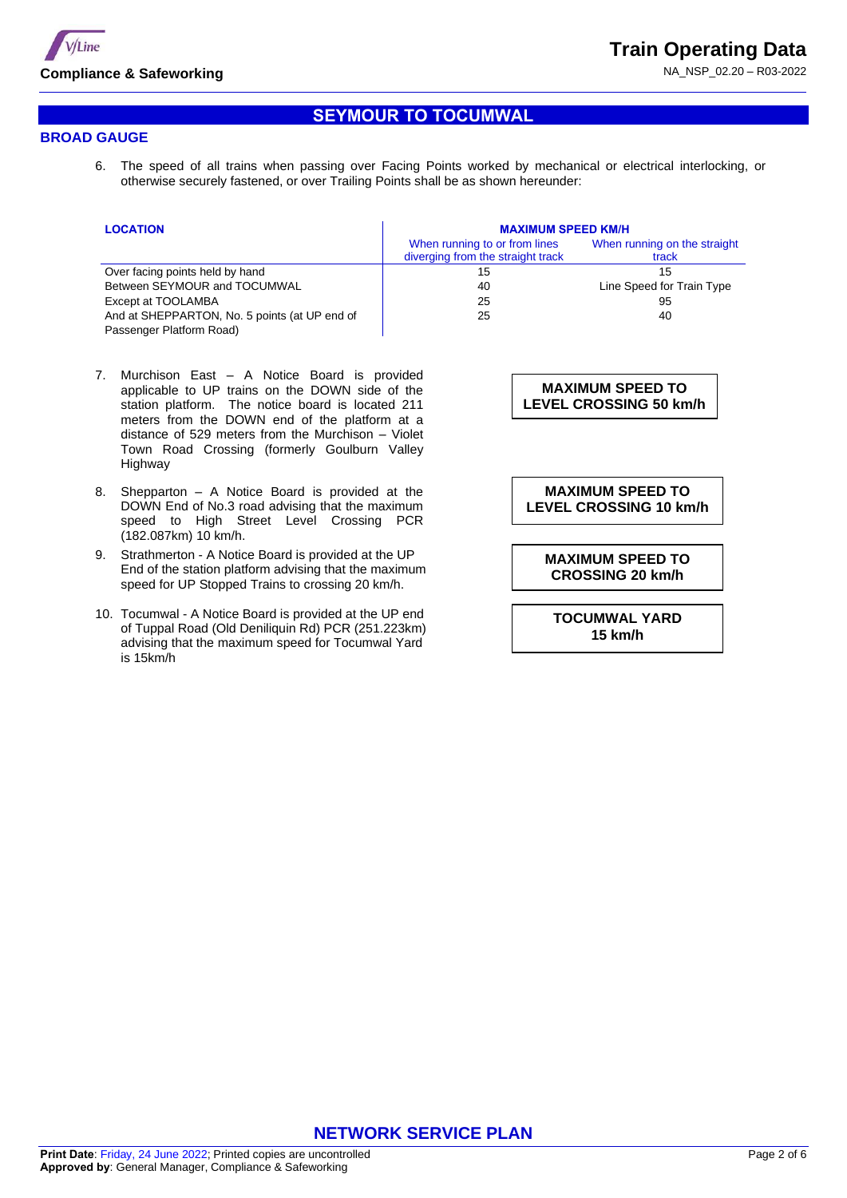## SEYMOUR TO TOCUMWAL

### BROAD GAUGE

6. The speed of all trains when passing over Facing Points worked by mechanical or electrical interlocking, or otherwise securely fastened, or over Trailing Points shall be as shown hereunder:

| LOCATION | MAXIMUM SPEED KM/H | |
|---|---|---|
| | When running to or from lines diverging from the straight track | When running on the straight track |
| Over facing points held by hand | 15 | 15 |
| Between SEYMOUR and TOCUMWAL | 40 | Line Speed for Train Type |
| Except at TOOLAMBA | 25 | 95 |
| And at SHEPPARTON, No. 5 points (at UP end of Passenger Platform Road) | 25 | 40 |

7. Murchison East – A Notice Board is provided applicable to UP trains on the DOWN side of the station platform. The notice board is located 211 meters from the DOWN end of the platform at a distance of 529 meters from the Murchison – Violet Town Road Crossing (formerly Goulburn Valley Highway

   **MAXIMUM SPEED TO LEVEL CROSSING 50 km/h**

8. Shepparton – A Notice Board is provided at the DOWN End of No.3 road advising that the maximum speed to High Street Level Crossing PCR (182.087km) 10 km/h.

   **MAXIMUM SPEED TO LEVEL CROSSING 10 km/h**

9. Strathmerton - A Notice Board is provided at the UP End of the station platform advising that the maximum speed for UP Stopped Trains to crossing 20 km/h.

   **MAXIMUM SPEED TO CROSSING 20 km/h**

10. Tocumwal - A Notice Board is provided at the UP end of Tuppal Road (Old Deniliquin Rd) PCR (251.223km) advising that the maximum speed for Tocumwal Yard is 15km/h

   **TOCUMWAL YARD 15 km/h**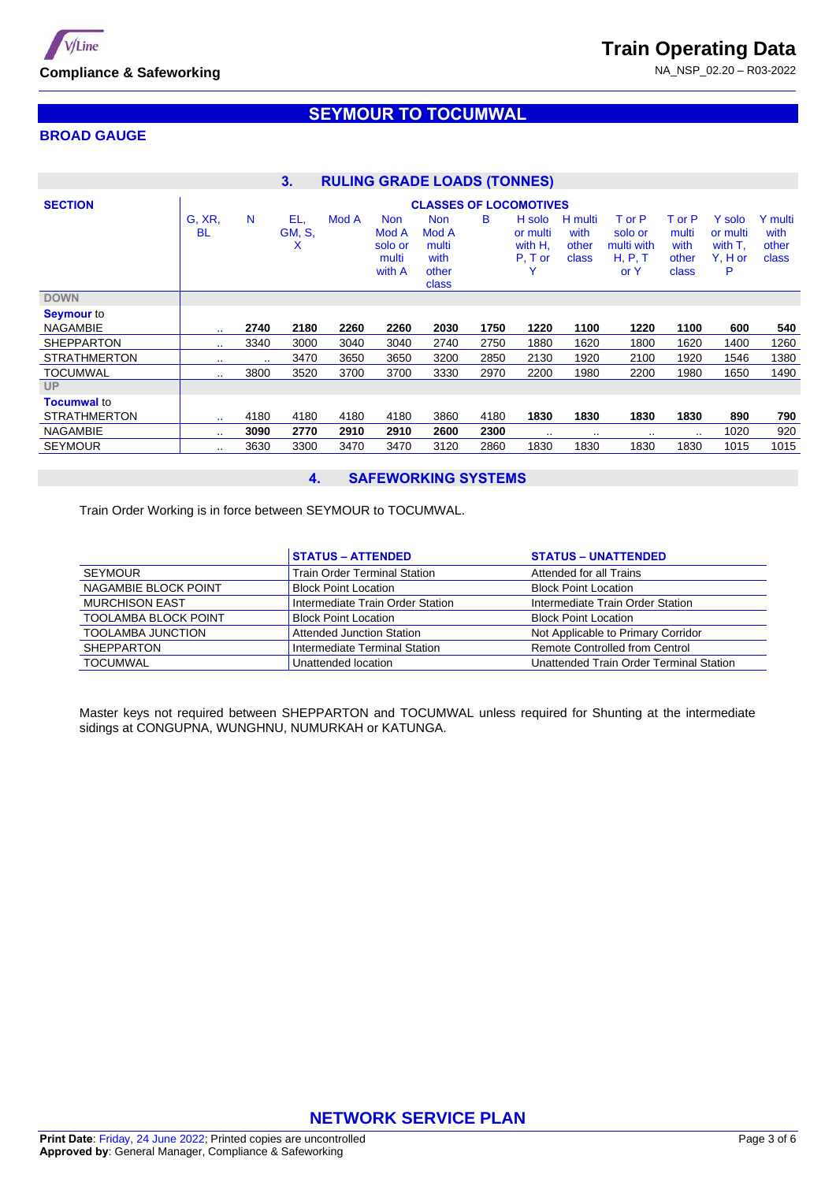## SEYMOUR TO TOCUMWAL

### BROAD GAUGE

### 3. RULING GRADE LOADS (TONNES)

| SECTION | CLASSES OF LOCOMOTIVES | | | | | | | | | | | | |
|---|---|---|---|---|---|---|---|---|---|---|---|---|---|
| | G, XR, BL | N | EL, GM, S, X | Mod A | Non Mod A solo or multi with A | Non Mod A multi with other class | B | H solo or multi with H, P, T or Y | H multi with other class | T or P solo or multi with H, P, T or Y | T or P multi with other class | Y solo or multi with T, Y, H or P | Y multi with other class |
| **DOWN** | | | | | | | | | | | | | |
| **Seymour** to NAGAMBIE | .. | **2740** | **2180** | **2260** | **2260** | **2030** | **1750** | **1220** | **1100** | **1220** | **1100** | **600** | **540** |
| SHEPPARTON | .. | 3340 | 3000 | 3040 | 3040 | 2740 | 2750 | 1880 | 1620 | 1800 | 1620 | 1400 | 1260 |
| STRATHMERTON | .. | .. | 3470 | 3650 | 3650 | 3200 | 2850 | 2130 | 1920 | 2100 | 1920 | 1546 | 1380 |
| TOCUMWAL | .. | 3800 | 3520 | 3700 | 3700 | 3330 | 2970 | 2200 | 1980 | 2200 | 1980 | 1650 | 1490 |
| **UP** | | | | | | | | | | | | | |
| **Tocumwal** to STRATHMERTON | .. | 4180 | 4180 | 4180 | 4180 | 3860 | 4180 | **1830** | **1830** | **1830** | **1830** | **890** | **790** |
| NAGAMBIE | .. | **3090** | **2770** | **2910** | **2910** | **2600** | **2300** | .. | .. | .. | .. | 1020 | 920 |
| SEYMOUR | .. | 3630 | 3300 | 3470 | 3470 | 3120 | 2860 | 1830 | 1830 | 1830 | 1830 | 1015 | 1015 |

### 4. SAFEWORKING SYSTEMS

Train Order Working is in force between SEYMOUR to TOCUMWAL.

| | STATUS – ATTENDED | STATUS – UNATTENDED |
|---|---|---|
| SEYMOUR | Train Order Terminal Station | Attended for all Trains |
| NAGAMBIE BLOCK POINT | Block Point Location | Block Point Location |
| MURCHISON EAST | Intermediate Train Order Station | Intermediate Train Order Station |
| TOOLAMBA BLOCK POINT | Block Point Location | Block Point Location |
| TOOLAMBA JUNCTION | Attended Junction Station | Not Applicable to Primary Corridor |
| SHEPPARTON | Intermediate Terminal Station | Remote Controlled from Control |
| TOCUMWAL | Unattended location | Unattended Train Order Terminal Station |

Master keys not required between SHEPPARTON and TOCUMWAL unless required for Shunting at the intermediate sidings at CONGUPNA, WUNGHNU, NUMURKAH or KATUNGA.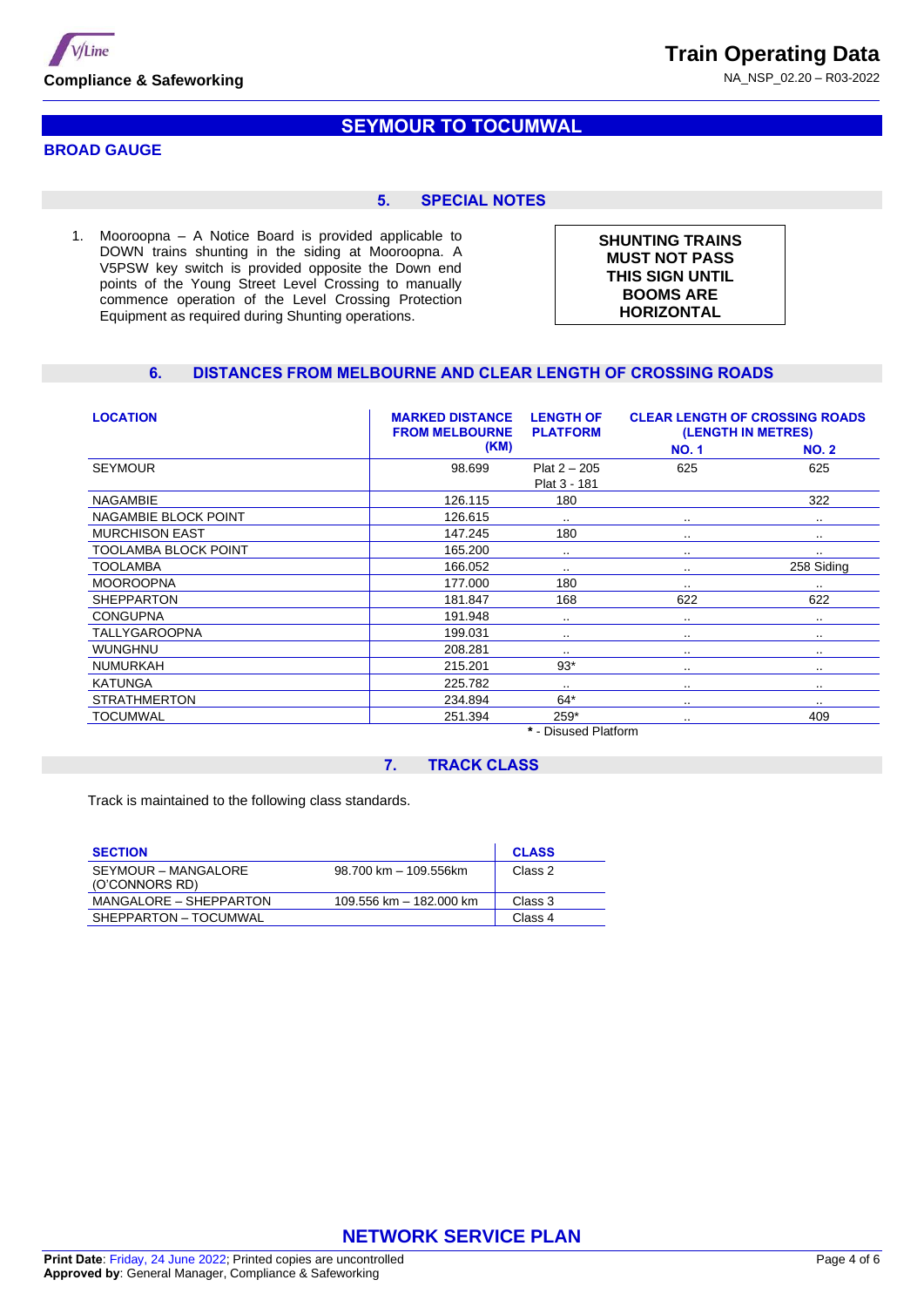## SEYMOUR TO TOCUMWAL

### BROAD GAUGE

### 5. SPECIAL NOTES

1. Mooroopna – A Notice Board is provided applicable to DOWN trains shunting in the siding at Mooroopna. A V5PSW key switch is provided opposite the Down end points of the Young Street Level Crossing to manually commence operation of the Level Crossing Protection Equipment as required during Shunting operations.

**SHUNTING TRAINS MUST NOT PASS THIS SIGN UNTIL BOOMS ARE HORIZONTAL**

### 6. DISTANCES FROM MELBOURNE AND CLEAR LENGTH OF CROSSING ROADS

| LOCATION | MARKED DISTANCE FROM MELBOURNE (KM) | LENGTH OF PLATFORM | CLEAR LENGTH OF CROSSING ROADS (LENGTH IN METRES) | |
|---|---|---|---|---|
| | | | NO. 1 | NO. 2 |
| SEYMOUR | 98.699 | Plat 2 – 205<br>Plat 3 - 181 | 625 | 625 |
| NAGAMBIE | 126.115 | 180 | | 322 |
| NAGAMBIE BLOCK POINT | 126.615 | .. | .. | .. |
| MURCHISON EAST | 147.245 | 180 | .. | .. |
| TOOLAMBA BLOCK POINT | 165.200 | .. | .. | .. |
| TOOLAMBA | 166.052 | .. | .. | 258 Siding |
| MOOROOPNA | 177.000 | 180 | .. | .. |
| SHEPPARTON | 181.847 | 168 | 622 | 622 |
| CONGUPNA | 191.948 | .. | .. | .. |
| TALLYGAROOPNA | 199.031 | .. | .. | .. |
| WUNGHNU | 208.281 | .. | .. | .. |
| NUMURKAH | 215.201 | 93* | .. | .. |
| KATUNGA | 225.782 | .. | .. | .. |
| STRATHMERTON | 234.894 | 64* | .. | .. |
| TOCUMWAL | 251.394 | 259* | .. | 409 |

**\*** - Disused Platform

### 7. TRACK CLASS

Track is maintained to the following class standards.

| SECTION | | CLASS |
|---|---|---|
| SEYMOUR – MANGALORE (O'CONNORS RD) | 98.700 km – 109.556km | Class 2 |
| MANGALORE – SHEPPARTON | 109.556 km – 182.000 km | Class 3 |
| SHEPPARTON – TOCUMWAL | | Class 4 |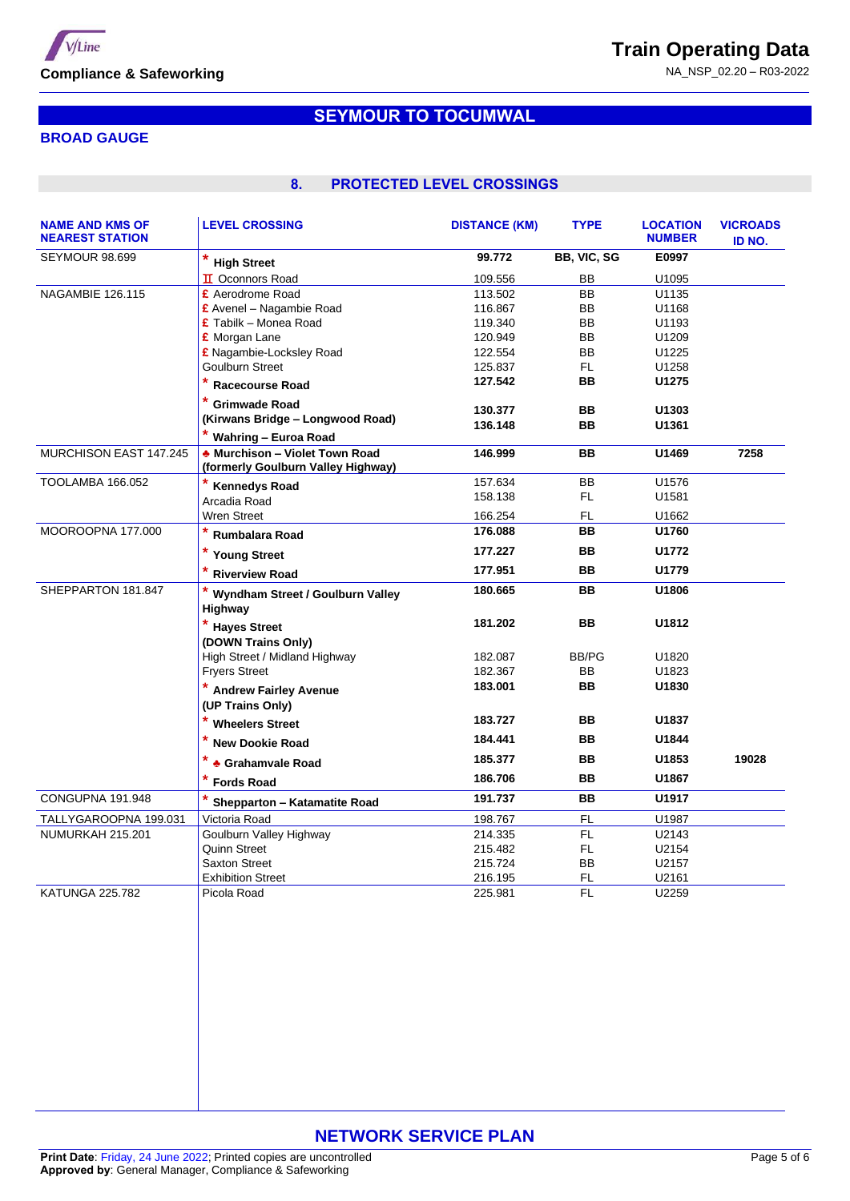## SEYMOUR TO TOCUMWAL

**BROAD GAUGE**

### 8. PROTECTED LEVEL CROSSINGS

| NAME AND KMS OF NEAREST STATION | LEVEL CROSSING | DISTANCE (KM) | TYPE | LOCATION NUMBER | VICROADS ID NO. |
|---|---|---|---|---|---|
| SEYMOUR 98.699 | * **High Street** | **99.772** | **BB, VIC, SG** | **E0997** | |
| | Ⅱ Oconnors Road | 109.556 | BB | U1095 | |
| NAGAMBIE 126.115 | £ Aerodrome Road | 113.502 | BB | U1135 | |
| | £ Avenel – Nagambie Road | 116.867 | BB | U1168 | |
| | £ Tabilk – Monea Road | 119.340 | BB | U1193 | |
| | £ Morgan Lane | 120.949 | BB | U1209 | |
| | £ Nagambie-Locksley Road | 122.554 | BB | U1225 | |
| | Goulburn Street | 125.837 | FL | U1258 | |
| | * **Racecourse Road** | **127.542** | **BB** | **U1275** | |
| | * **Grimwade Road (Kirwans Bridge – Longwood Road)** | **130.377** | **BB** | **U1303** | |
| | * **Wahring – Euroa Road** | **136.148** | **BB** | **U1361** | |
| MURCHISON EAST 147.245 | ♣ **Murchison – Violet Town Road (formerly Goulburn Valley Highway)** | **146.999** | **BB** | **U1469** | **7258** |
| TOOLAMBA 166.052 | * **Kennedys Road** | 157.634 | BB | U1576 | |
| | Arcadia Road | 158.138 | FL | U1581 | |
| | Wren Street | 166.254 | FL | U1662 | |
| MOOROOPNA 177.000 | * **Rumbalara Road** | **176.088** | **BB** | **U1760** | |
| | * **Young Street** | **177.227** | **BB** | **U1772** | |
| | * **Riverview Road** | **177.951** | **BB** | **U1779** | |
| SHEPPARTON 181.847 | * **Wyndham Street / Goulburn Valley Highway** | **180.665** | **BB** | **U1806** | |
| | * **Hayes Street (DOWN Trains Only)** | **181.202** | **BB** | **U1812** | |
| | High Street / Midland Highway | 182.087 | BB/PG | U1820 | |
| | Fryers Street | 182.367 | BB | U1823 | |
| | * **Andrew Fairley Avenue (UP Trains Only)** | **183.001** | **BB** | **U1830** | |
| | * **Wheelers Street** | **183.727** | **BB** | **U1837** | |
| | * **New Dookie Road** | **184.441** | **BB** | **U1844** | |
| | * ♣ **Grahamvale Road** | **185.377** | **BB** | **U1853** | **19028** |
| | * **Fords Road** | **186.706** | **BB** | **U1867** | |
| CONGUPNA 191.948 | * **Shepparton – Katamatite Road** | **191.737** | **BB** | **U1917** | |
| TALLYGAROOPNA 199.031 | Victoria Road | 198.767 | FL | U1987 | |
| NUMURKAH 215.201 | Goulburn Valley Highway | 214.335 | FL | U2143 | |
| | Quinn Street | 215.482 | FL | U2154 | |
| | Saxton Street | 215.724 | BB | U2157 | |
| | Exhibition Street | 216.195 | FL | U2161 | |
| KATUNGA 225.782 | Picola Road | 225.981 | FL | U2259 | |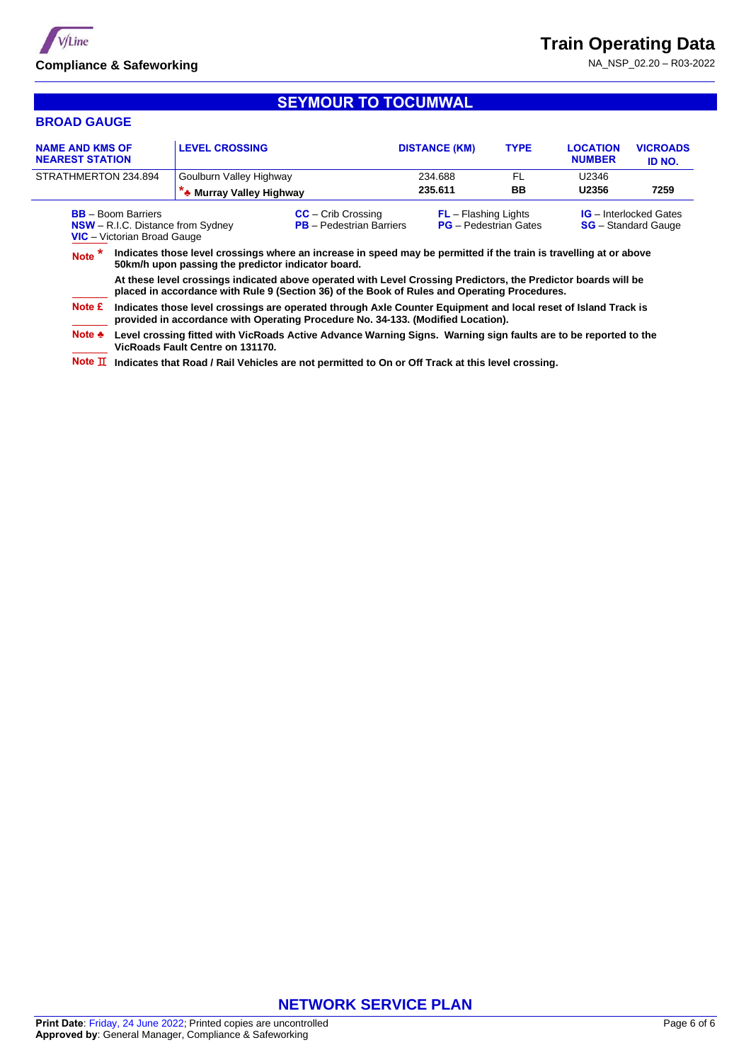## SEYMOUR TO TOCUMWAL

### BROAD GAUGE

| NAME AND KMS OF NEAREST STATION | LEVEL CROSSING | DISTANCE (KM) | TYPE | LOCATION NUMBER | VICROADS ID NO. |
|---|---|---|---|---|---|
| STRATHMERTON 234.894 | Goulburn Valley Highway | 234.688 | FL | U2346 | |
| | **\*♣ Murray Valley Highway** | **235.611** | **BB** | **U2356** | **7259** |

**BB** – Boom Barriers
**NSW** – R.I.C. Distance from Sydney
**VIC** – Victorian Broad Gauge
**CC** – Crib Crossing
**PB** – Pedestrian Barriers
**FL** – Flashing Lights
**PG** – Pedestrian Gates
**IG** – Interlocked Gates
**SG** – Standard Gauge

**Note \*** **Indicates those level crossings where an increase in speed may be permitted if the train is travelling at or above 50km/h upon passing the predictor indicator board.**

**At these level crossings indicated above operated with Level Crossing Predictors, the Predictor boards will be placed in accordance with Rule 9 (Section 36) of the Book of Rules and Operating Procedures.**

**Note £** **Indicates those level crossings are operated through Axle Counter Equipment and local reset of Island Track is provided in accordance with Operating Procedure No. 34-133. (Modified Location).**

**Note ♣** **Level crossing fitted with VicRoads Active Advance Warning Signs. Warning sign faults are to be reported to the VicRoads Fault Centre on 131170.**

**Note Ⅱ** **Indicates that Road / Rail Vehicles are not permitted to On or Off Track at this level crossing.**